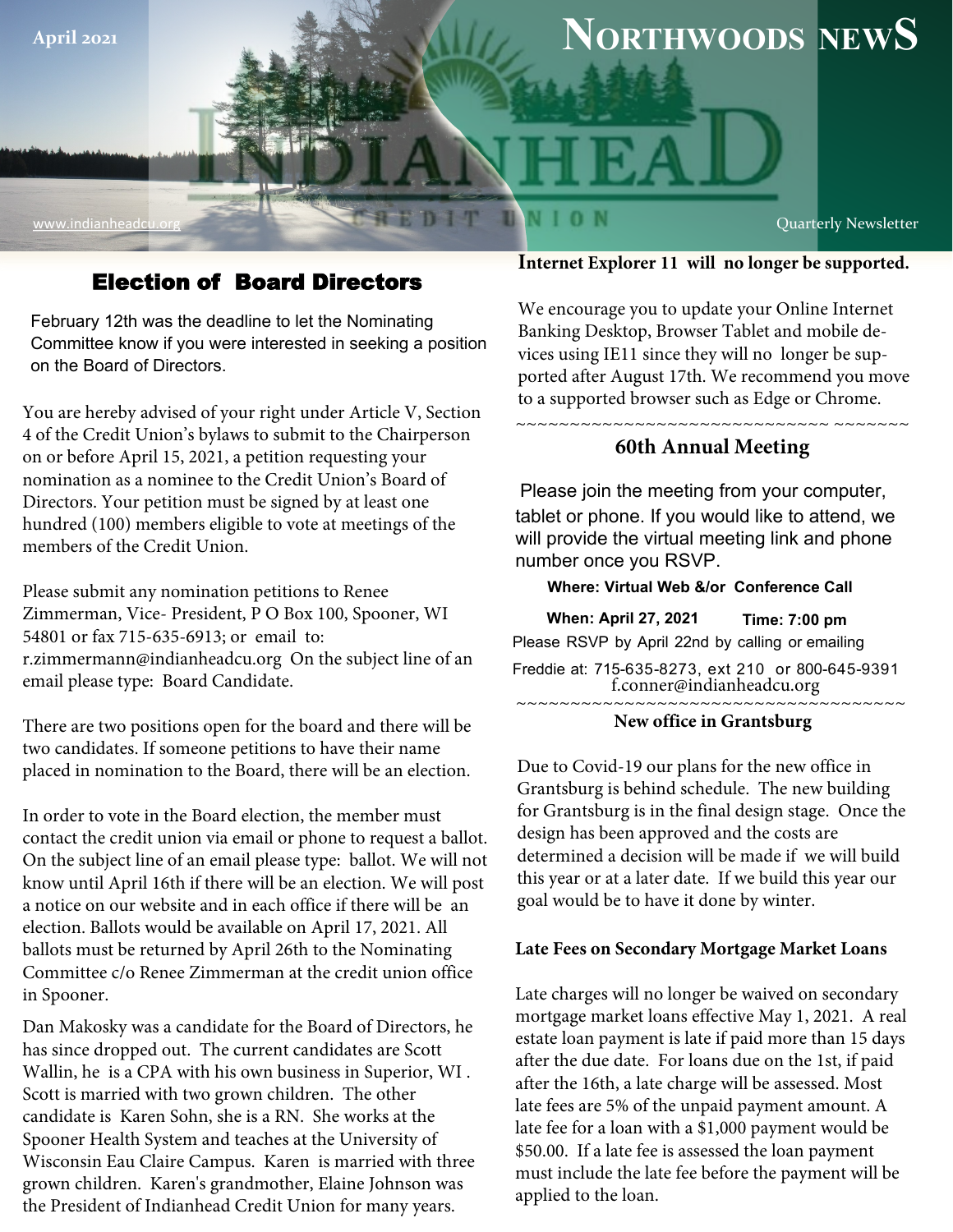April 2021

# Northwoods News

www.indianheadcu.org

Quarterly Newsletter

## Election of Board Directors

February 12th was the deadline to let the Nominating Committee know if you were interested in seeking a position on the Board of Directors.

You are hereby advised of your right under Article V, Section 4 of the Credit Union's bylaws to submit to the Chairperson on or before April 15, 2021, a petition requesting your nomination as a nominee to the Credit Union's Board of Directors. Your petition must be signed by at least one hundred (100) members eligible to vote at meetings of the members of the Credit Union.

Please submit any nomination petitions to Renee Zimmerman, Vice- President, P O Box 100, Spooner, WI 54801 or fax 715-635-6913; or email to: r.zimmermann@indianheadcu.org On the subject line of an email please type: Board Candidate.

There are two positions open for the board and there will be two candidates. If someone petitions to have their name placed in nomination to the Board, there will be an election.

In order to vote in the Board election, the member must contact the credit union via email or phone to request a ballot. On the subject line of an email please type: ballot. We will not know until April 16th if there will be an election. We will post a notice on our website and in each office if there will be an election. Ballots would be available on April 17, 2021. All ballots must be returned by April 26th to the Nominating Committee c/o Renee Zimmerman at the credit union office in Spooner.

Dan Makosky was a candidate for the Board of Directors, he has since dropped out. The current candidates are Scott Wallin, he is a CPA with his own business in Superior, WI . Scott is married with two grown children. The other candidate is Karen Sohn, she is a RN. She works at the Spooner Health System and teaches at the University of Wisconsin Eau Claire Campus. Karen is married with three grown children. Karen's grandmother, Elaine Johnson was the President of Indianhead Credit Union for many years.

### Internet Explorer 11 will no longer be supported.

We encourage you to update your Online Internet Banking Desktop, Browser Tablet and mobile devices using IE11 since they will no longer be supported after August 17th. We recommend you move to a supported browser such as Edge or Chrome.

~~~~~~~~~~~~~~~~~~~~~~~~~~~~~~~~~~~~~

### 60th Annual Meeting

Please join the meeting from your computer, tablet or phone. If you would like to attend, we will provide the virtual meeting link and phone number once you RSVP.

**Where: Virtual Web &/or Conference Call**

**When: April 27, 2021** **Time: 7:00 pm**

Please RSVP by April 22nd by calling or emailing

Freddie at: 715-635-8273, ext 210 or 800-645-9391
f.conner@indianheadcu.org

~~~~~~~~~~~~~~~~~~~~~~~~~~~~~~~~~~~~~

### New office in Grantsburg

Due to Covid-19 our plans for the new office in Grantsburg is behind schedule. The new building for Grantsburg is in the final design stage. Once the design has been approved and the costs are determined a decision will be made if we will build this year or at a later date. If we build this year our goal would be to have it done by winter.

### Late Fees on Secondary Mortgage Market Loans

Late charges will no longer be waived on secondary mortgage market loans effective May 1, 2021. A real estate loan payment is late if paid more than 15 days after the due date. For loans due on the 1st, if paid after the 16th, a late charge will be assessed. Most late fees are 5% of the unpaid payment amount. A late fee for a loan with a $1,000 payment would be $50.00. If a late fee is assessed the loan payment must include the late fee before the payment will be applied to the loan.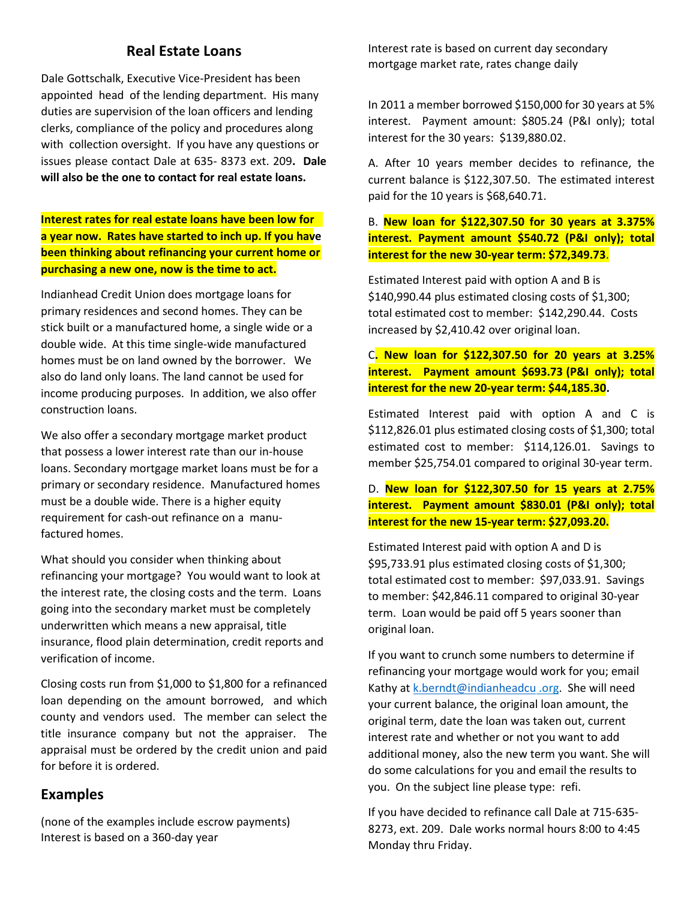## Real Estate Loans

Dale Gottschalk, Executive Vice-President has been appointed head of the lending department. His many duties are supervision of the loan officers and lending clerks, compliance of the policy and procedures along with collection oversight. If you have any questions or issues please contact Dale at 635- 8373 ext. 209**. Dale will also be the one to contact for real estate loans.**

**Interest rates for real estate loans have been low for a year now. Rates have started to inch up. If you have been thinking about refinancing your current home or purchasing a new one, now is the time to act.**

Indianhead Credit Union does mortgage loans for primary residences and second homes. They can be stick built or a manufactured home, a single wide or a double wide. At this time single-wide manufactured homes must be on land owned by the borrower. We also do land only loans. The land cannot be used for income producing purposes. In addition, we also offer construction loans.

We also offer a secondary mortgage market product that possess a lower interest rate than our in-house loans. Secondary mortgage market loans must be for a primary or secondary residence. Manufactured homes must be a double wide. There is a higher equity requirement for cash-out refinance on a manufactured homes.

What should you consider when thinking about refinancing your mortgage? You would want to look at the interest rate, the closing costs and the term. Loans going into the secondary market must be completely underwritten which means a new appraisal, title insurance, flood plain determination, credit reports and verification of income.

Closing costs run from $1,000 to $1,800 for a refinanced loan depending on the amount borrowed, and which county and vendors used. The member can select the title insurance company but not the appraiser. The appraisal must be ordered by the credit union and paid for before it is ordered.

## Examples

(none of the examples include escrow payments)
Interest is based on a 360-day year
Interest rate is based on current day secondary mortgage market rate, rates change daily

In 2011 a member borrowed $150,000 for 30 years at 5% interest. Payment amount: $805.24 (P&I only); total interest for the 30 years: $139,880.02.

A. After 10 years member decides to refinance, the current balance is $122,307.50. The estimated interest paid for the 10 years is $68,640.71.

B. **New loan for $122,307.50 for 30 years at 3.375% interest. Payment amount $540.72 (P&I only); total interest for the new 30-year term: $72,349.73**.

Estimated Interest paid with option A and B is $140,990.44 plus estimated closing costs of $1,300; total estimated cost to member: $142,290.44. Costs increased by $2,410.42 over original loan.

C**. New loan for $122,307.50 for 20 years at 3.25% interest. Payment amount $693.73 (P&I only); total interest for the new 20-year term: $44,185.30.**

Estimated Interest paid with option A and C is $112,826.01 plus estimated closing costs of $1,300; total estimated cost to member: $114,126.01. Savings to member $25,754.01 compared to original 30-year term.

D. **New loan for $122,307.50 for 15 years at 2.75% interest. Payment amount $830.01 (P&I only); total interest for the new 15-year term: $27,093.20.**

Estimated Interest paid with option A and D is $95,733.91 plus estimated closing costs of $1,300; total estimated cost to member: $97,033.91. Savings to member: $42,846.11 compared to original 30-year term. Loan would be paid off 5 years sooner than original loan.

If you want to crunch some numbers to determine if refinancing your mortgage would work for you; email Kathy at k.berndt@indianheadcu .org. She will need your current balance, the original loan amount, the original term, date the loan was taken out, current interest rate and whether or not you want to add additional money, also the new term you want. She will do some calculations for you and email the results to you. On the subject line please type: refi.

If you have decided to refinance call Dale at 715-635-8273, ext. 209. Dale works normal hours 8:00 to 4:45 Monday thru Friday.